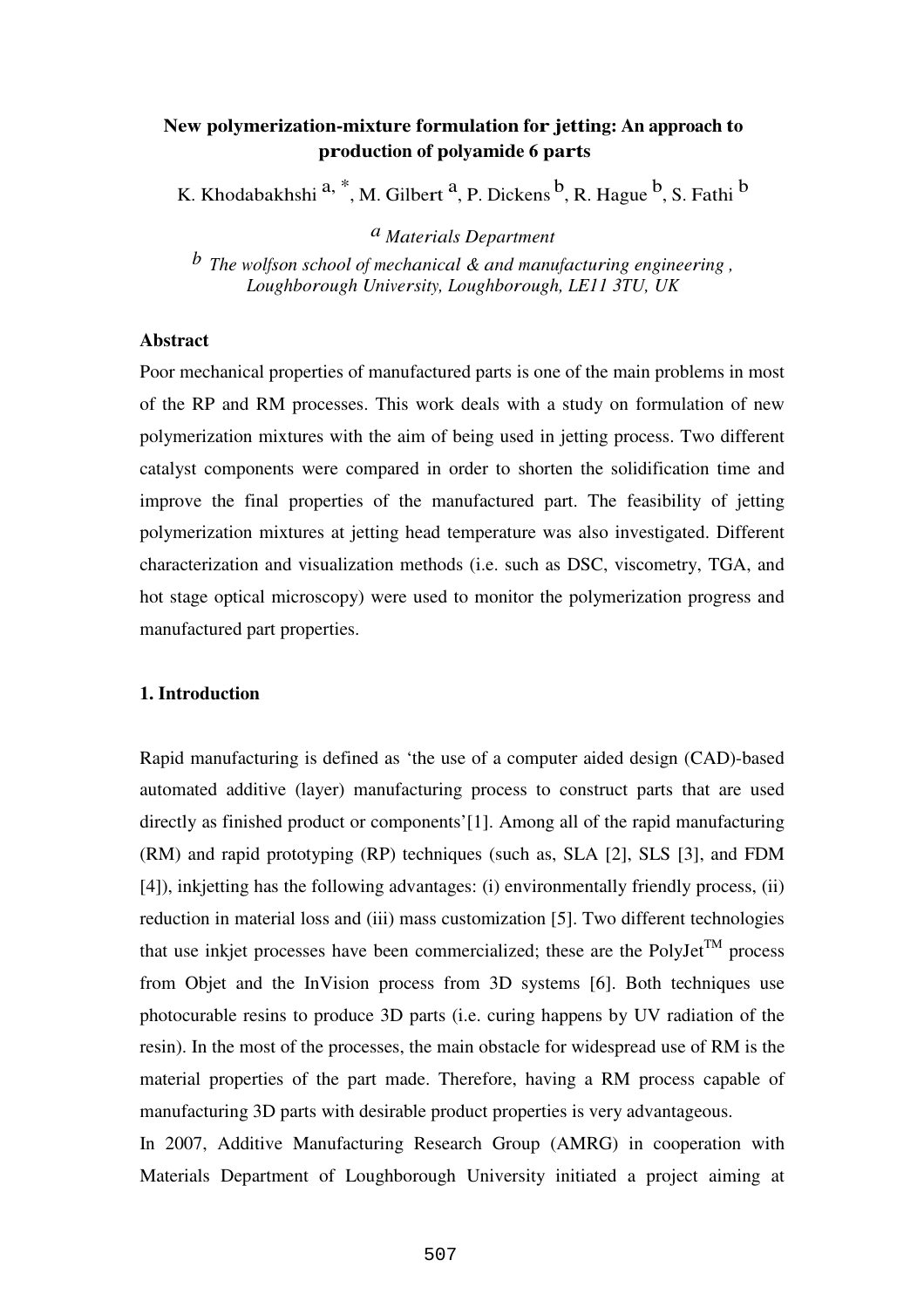# New polymerization-mixture formulation for jetting: An approach to production of polyamide 6 parts

K. Khodabakhshi [a, *], M. Gilbert [a], P. Dickens [b], R. Hague [b], S. Fathi [b]

[a] *Materials Department*

[b] *The wolfson school of mechanical & and manufacturing engineering , Loughborough University, Loughborough, LE11 3TU, UK*

**Abstract**

Poor mechanical properties of manufactured parts is one of the main problems in most of the RP and RM processes. This work deals with a study on formulation of new polymerization mixtures with the aim of being used in jetting process. Two different catalyst components were compared in order to shorten the solidification time and improve the final properties of the manufactured part. The feasibility of jetting polymerization mixtures at jetting head temperature was also investigated. Different characterization and visualization methods (i.e. such as DSC, viscometry, TGA, and hot stage optical microscopy) were used to monitor the polymerization progress and manufactured part properties.

## 1. Introduction

Rapid manufacturing is defined as 'the use of a computer aided design (CAD)-based automated additive (layer) manufacturing process to construct parts that are used directly as finished product or components'[1]. Among all of the rapid manufacturing (RM) and rapid prototyping (RP) techniques (such as, SLA [2], SLS [3], and FDM [4]), inkjetting has the following advantages: (i) environmentally friendly process, (ii) reduction in material loss and (iii) mass customization [5]. Two different technologies that use inkjet processes have been commercialized; these are the PolyJet™ process from Objet and the InVision process from 3D systems [6]. Both techniques use photocurable resins to produce 3D parts (i.e. curing happens by UV radiation of the resin). In the most of the processes, the main obstacle for widespread use of RM is the material properties of the part made. Therefore, having a RM process capable of manufacturing 3D parts with desirable product properties is very advantageous.

In 2007, Additive Manufacturing Research Group (AMRG) in cooperation with Materials Department of Loughborough University initiated a project aiming at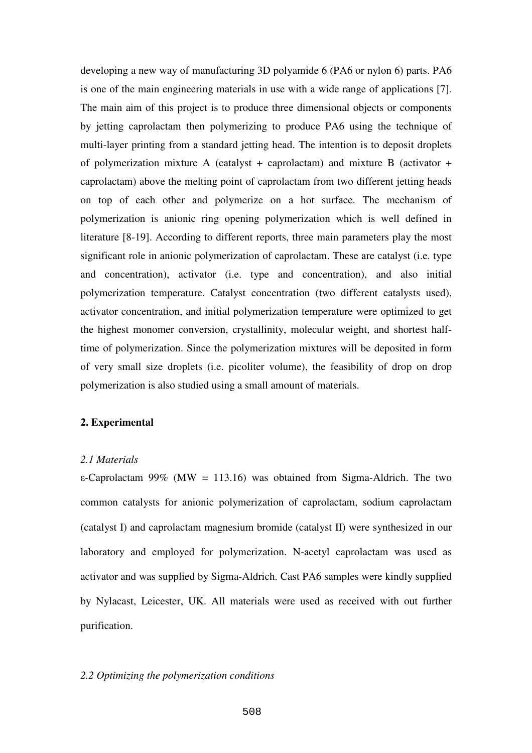developing a new way of manufacturing 3D polyamide 6 (PA6 or nylon 6) parts. PA6 is one of the main engineering materials in use with a wide range of applications [7]. The main aim of this project is to produce three dimensional objects or components by jetting caprolactam then polymerizing to produce PA6 using the technique of multi-layer printing from a standard jetting head. The intention is to deposit droplets of polymerization mixture A (catalyst + caprolactam) and mixture B (activator + caprolactam) above the melting point of caprolactam from two different jetting heads on top of each other and polymerize on a hot surface. The mechanism of polymerization is anionic ring opening polymerization which is well defined in literature [8-19]. According to different reports, three main parameters play the most significant role in anionic polymerization of caprolactam. These are catalyst (i.e. type and concentration), activator (i.e. type and concentration), and also initial polymerization temperature. Catalyst concentration (two different catalysts used), activator concentration, and initial polymerization temperature were optimized to get the highest monomer conversion, crystallinity, molecular weight, and shortest half-time of polymerization. Since the polymerization mixtures will be deposited in form of very small size droplets (i.e. picoliter volume), the feasibility of drop on drop polymerization is also studied using a small amount of materials.

## 2. Experimental

### *2.1 Materials*

ε-Caprolactam 99% (MW = 113.16) was obtained from Sigma-Aldrich. The two common catalysts for anionic polymerization of caprolactam, sodium caprolactam (catalyst I) and caprolactam magnesium bromide (catalyst II) were synthesized in our laboratory and employed for polymerization. N-acetyl caprolactam was used as activator and was supplied by Sigma-Aldrich. Cast PA6 samples were kindly supplied by Nylacast, Leicester, UK. All materials were used as received with out further purification.

### *2.2 Optimizing the polymerization conditions*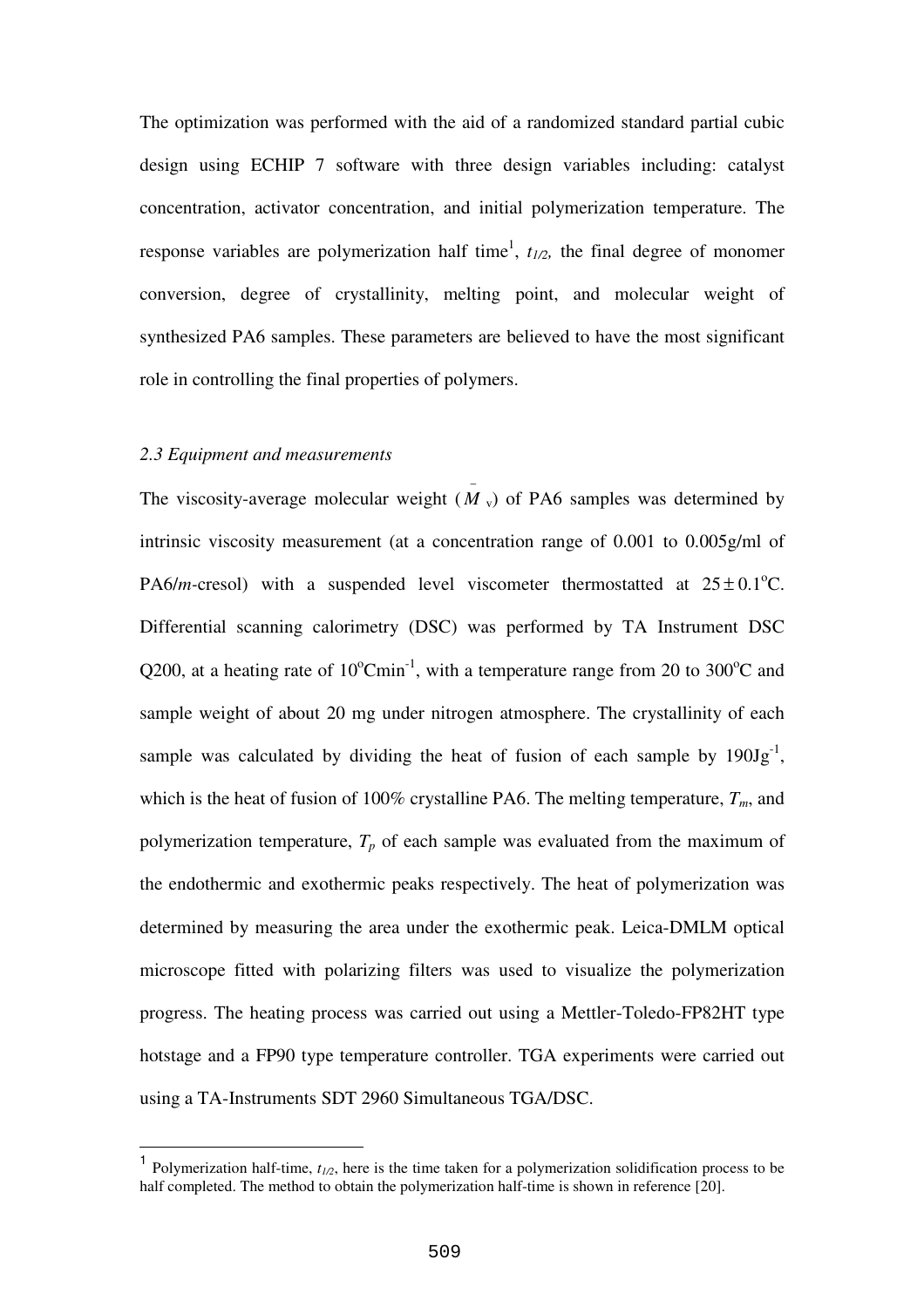The optimization was performed with the aid of a randomized standard partial cubic design using ECHIP 7 software with three design variables including: catalyst concentration, activator concentration, and initial polymerization temperature. The response variables are polymerization half time[1], $t_{1/2}$, the final degree of monomer conversion, degree of crystallinity, melting point, and molecular weight of synthesized PA6 samples. These parameters are believed to have the most significant role in controlling the final properties of polymers.

### *2.3 Equipment and measurements*

The viscosity-average molecular weight ($\bar{M}_v$) of PA6 samples was determined by intrinsic viscosity measurement (at a concentration range of 0.001 to 0.005g/ml of PA6/*m*-cresol) with a suspended level viscometer thermostatted at $25 \pm 0.1^{o}C$. Differential scanning calorimetry (DSC) was performed by TA Instrument DSC Q200, at a heating rate of $10^{o}Cmin^{-1}$, with a temperature range from 20 to 300$^{o}$C and sample weight of about 20 mg under nitrogen atmosphere. The crystallinity of each sample was calculated by dividing the heat of fusion of each sample by $190Jg^{-1}$, which is the heat of fusion of 100% crystalline PA6. The melting temperature, $T_m$, and polymerization temperature, $T_p$ of each sample was evaluated from the maximum of the endothermic and exothermic peaks respectively. The heat of polymerization was determined by measuring the area under the exothermic peak. Leica-DMLM optical microscope fitted with polarizing filters was used to visualize the polymerization progress. The heating process was carried out using a Mettler-Toledo-FP82HT type hotstage and a FP90 type temperature controller. TGA experiments were carried out using a TA-Instruments SDT 2960 Simultaneous TGA/DSC.

---

[1] Polymerization half-time, $t_{1/2}$, here is the time taken for a polymerization solidification process to be half completed. The method to obtain the polymerization half-time is shown in reference [20].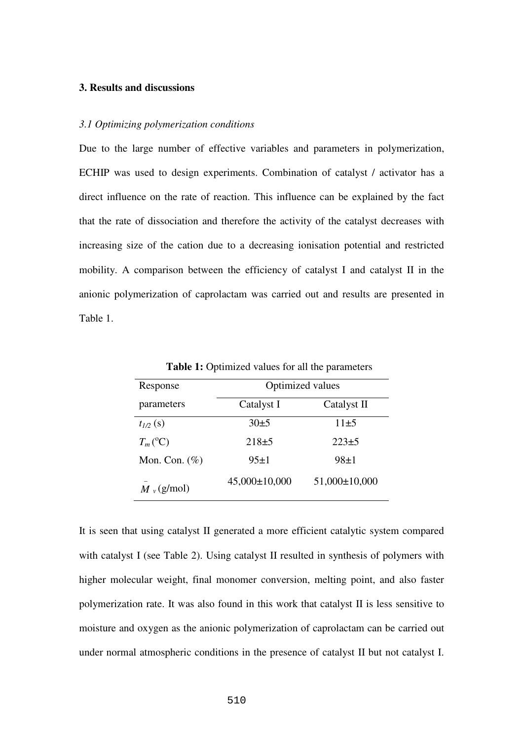## 3. Results and discussions

### *3.1 Optimizing polymerization conditions*

Due to the large number of effective variables and parameters in polymerization, ECHIP was used to design experiments. Combination of catalyst / activator has a direct influence on the rate of reaction. This influence can be explained by the fact that the rate of dissociation and therefore the activity of the catalyst decreases with increasing size of the cation due to a decreasing ionisation potential and restricted mobility. A comparison between the efficiency of catalyst I and catalyst II in the anionic polymerization of caprolactam was carried out and results are presented in Table 1.

**Table 1:** Optimized values for all the parameters

| Response parameters | Optimized values | |
|---|---|---|
| | Catalyst I | Catalyst II |
| $t_{1/2}$ (s) | 30±5 | 11±5 |
| $T_m$ (°C) | 218±5 | 223±5 |
| Mon. Con. (%) | 95±1 | 98±1 |
| $\bar{M}_v$ (g/mol) | 45,000±10,000 | 51,000±10,000 |

It is seen that using catalyst II generated a more efficient catalytic system compared with catalyst I (see Table 2). Using catalyst II resulted in synthesis of polymers with higher molecular weight, final monomer conversion, melting point, and also faster polymerization rate. It was also found in this work that catalyst II is less sensitive to moisture and oxygen as the anionic polymerization of caprolactam can be carried out under normal atmospheric conditions in the presence of catalyst II but not catalyst I.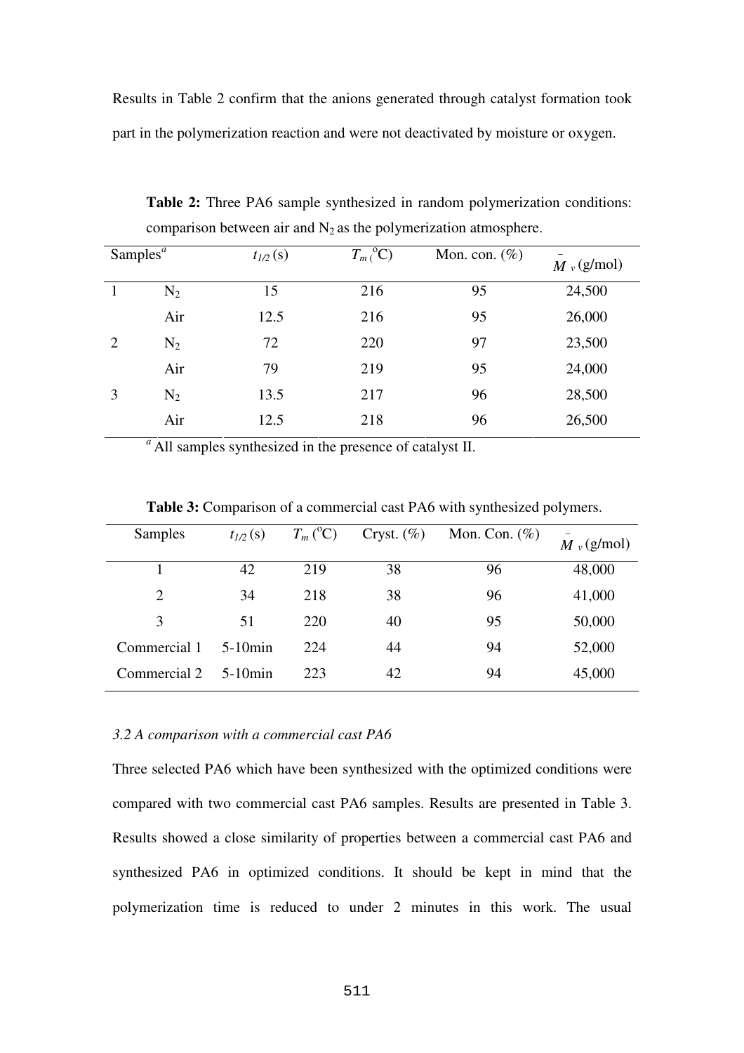Results in Table 2 confirm that the anions generated through catalyst formation took part in the polymerization reaction and were not deactivated by moisture or oxygen.

**Table 2:** Three PA6 sample synthesized in random polymerization conditions: comparison between air and $N_2$ as the polymerization atmosphere.

| Samples[a] | | $t_{1/2}$ (s) | $T_m$ (°C) | Mon. con. (%) | $\bar{M}_v$ (g/mol) |
|---|---|---|---|---|---|
| 1 | $N_2$ | 15 | 216 | 95 | 24,500 |
| | Air | 12.5 | 216 | 95 | 26,000 |
| 2 | $N_2$ | 72 | 220 | 97 | 23,500 |
| | Air | 79 | 219 | 95 | 24,000 |
| 3 | $N_2$ | 13.5 | 217 | 96 | 28,500 |
| | Air | 12.5 | 218 | 96 | 26,500 |

[a] All samples synthesized in the presence of catalyst II.

**Table 3:** Comparison of a commercial cast PA6 with synthesized polymers.

| Samples | $t_{1/2}$ (s) | $T_m$ (°C) | Cryst. (%) | Mon. Con. (%) | $\bar{M}_v$ (g/mol) |
|---|---|---|---|---|---|
| 1 | 42 | 219 | 38 | 96 | 48,000 |
| 2 | 34 | 218 | 38 | 96 | 41,000 |
| 3 | 51 | 220 | 40 | 95 | 50,000 |
| Commercial 1 | 5-10min | 224 | 44 | 94 | 52,000 |
| Commercial 2 | 5-10min | 223 | 42 | 94 | 45,000 |

### *3.2 A comparison with a commercial cast PA6*

Three selected PA6 which have been synthesized with the optimized conditions were compared with two commercial cast PA6 samples. Results are presented in Table 3. Results showed a close similarity of properties between a commercial cast PA6 and synthesized PA6 in optimized conditions. It should be kept in mind that the polymerization time is reduced to under 2 minutes in this work. The usual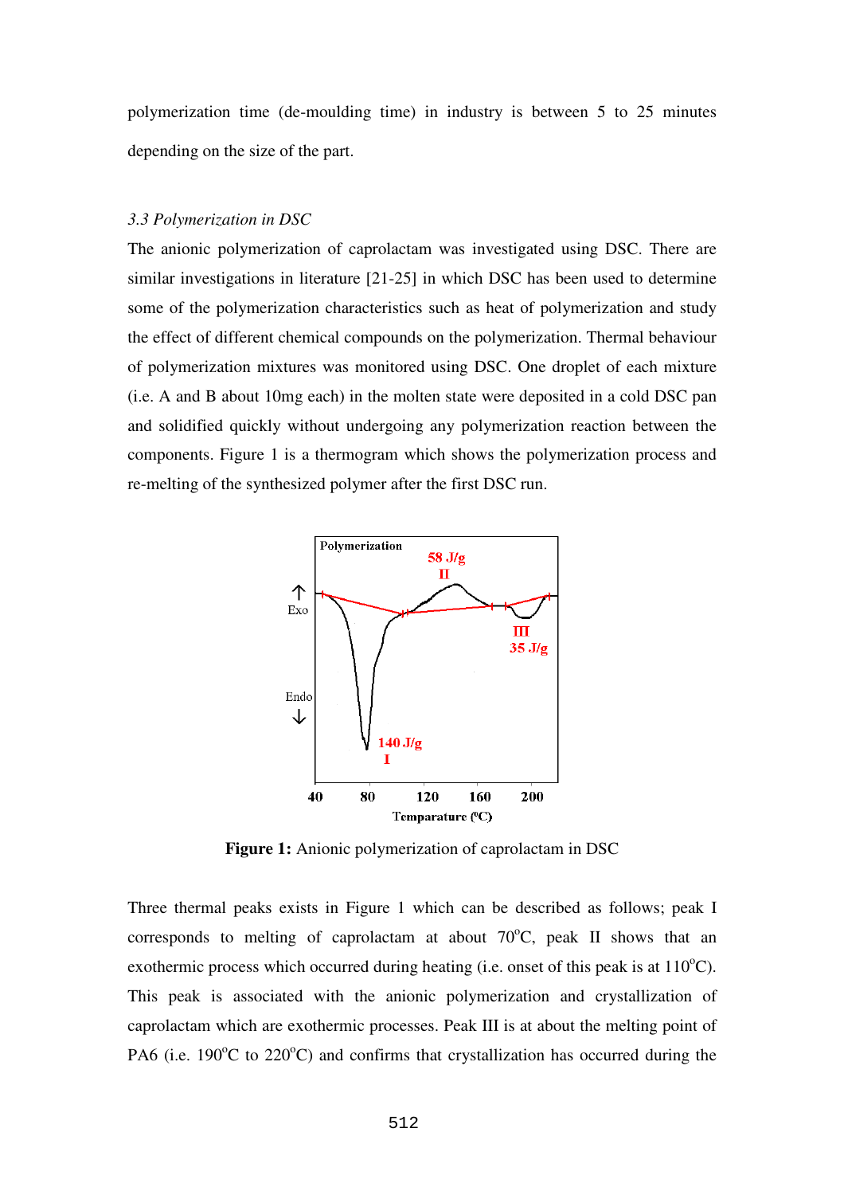polymerization time (de-moulding time) in industry is between 5 to 25 minutes depending on the size of the part.

### *3.3 Polymerization in DSC*

The anionic polymerization of caprolactam was investigated using DSC. There are similar investigations in literature [21-25] in which DSC has been used to determine some of the polymerization characteristics such as heat of polymerization and study the effect of different chemical compounds on the polymerization. Thermal behaviour of polymerization mixtures was monitored using DSC. One droplet of each mixture (i.e. A and B about 10mg each) in the molten state were deposited in a cold DSC pan and solidified quickly without undergoing any polymerization reaction between the components. Figure 1 is a thermogram which shows the polymerization process and re-melting of the synthesized polymer after the first DSC run.

**Figure 1:** Anionic polymerization of caprolactam in DSC

Three thermal peaks exists in Figure 1 which can be described as follows; peak I corresponds to melting of caprolactam at about 70$^{o}$C, peak II shows that an exothermic process which occurred during heating (i.e. onset of this peak is at 110$^{o}$C). This peak is associated with the anionic polymerization and crystallization of caprolactam which are exothermic processes. Peak III is at about the melting point of PA6 (i.e. 190$^{o}$C to 220$^{o}$C) and confirms that crystallization has occurred during the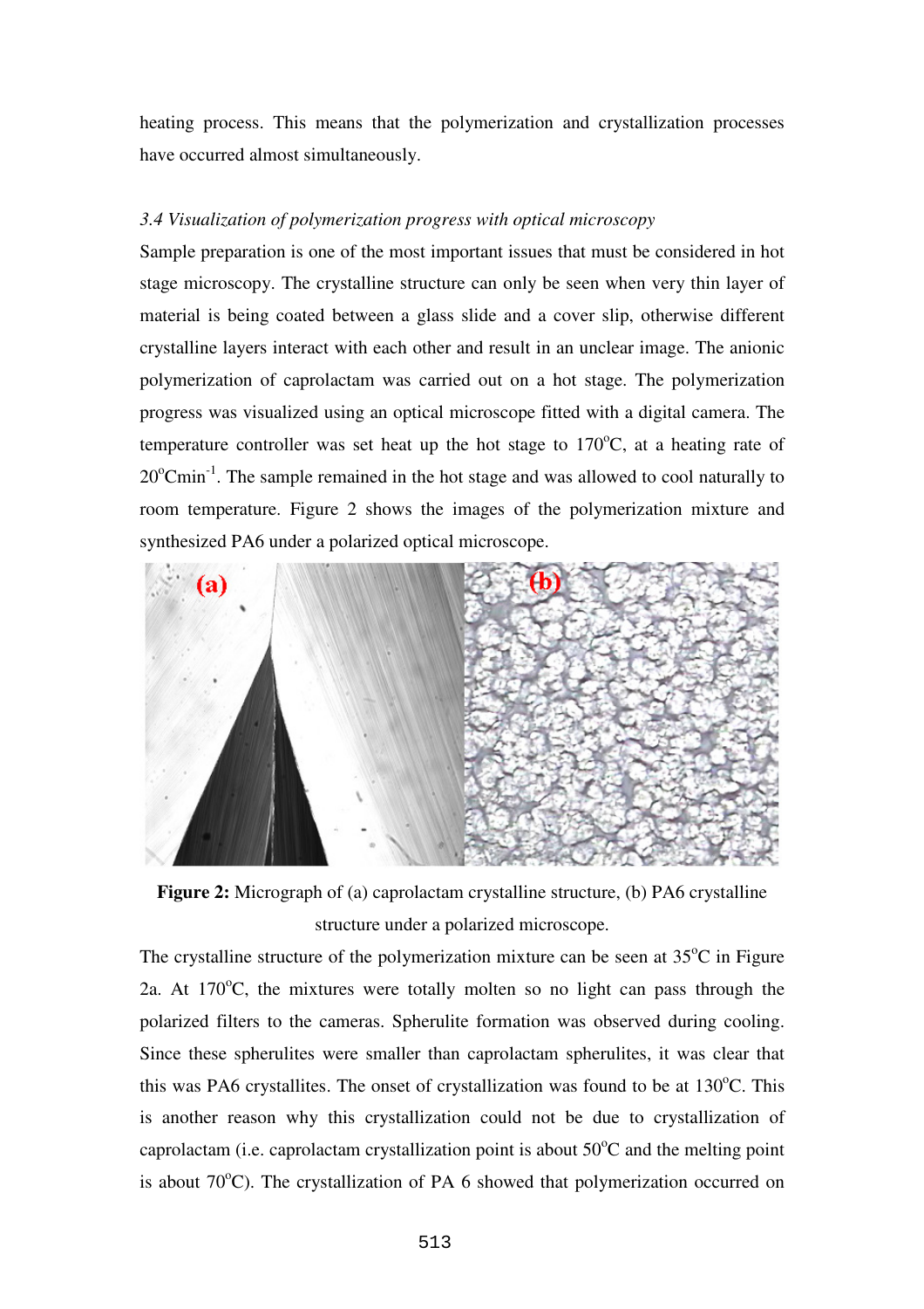heating process. This means that the polymerization and crystallization processes have occurred almost simultaneously.

### *3.4 Visualization of polymerization progress with optical microscopy*

Sample preparation is one of the most important issues that must be considered in hot stage microscopy. The crystalline structure can only be seen when very thin layer of material is being coated between a glass slide and a cover slip, otherwise different crystalline layers interact with each other and result in an unclear image. The anionic polymerization of caprolactam was carried out on a hot stage. The polymerization progress was visualized using an optical microscope fitted with a digital camera. The temperature controller was set heat up the hot stage to 170$^{o}$C, at a heating rate of 20$^{o}$Cmin$^{-1}$. The sample remained in the hot stage and was allowed to cool naturally to room temperature. Figure 2 shows the images of the polymerization mixture and synthesized PA6 under a polarized optical microscope.

**Figure 2:** Micrograph of (a) caprolactam crystalline structure, (b) PA6 crystalline structure under a polarized microscope.

The crystalline structure of the polymerization mixture can be seen at 35$^{o}$C in Figure 2a. At 170$^{o}$C, the mixtures were totally molten so no light can pass through the polarized filters to the cameras. Spherulite formation was observed during cooling. Since these spherulites were smaller than caprolactam spherulites, it was clear that this was PA6 crystallites. The onset of crystallization was found to be at 130$^{o}$C. This is another reason why this crystallization could not be due to crystallization of caprolactam (i.e. caprolactam crystallization point is about 50$^{o}$C and the melting point is about 70$^{o}$C). The crystallization of PA 6 showed that polymerization occurred on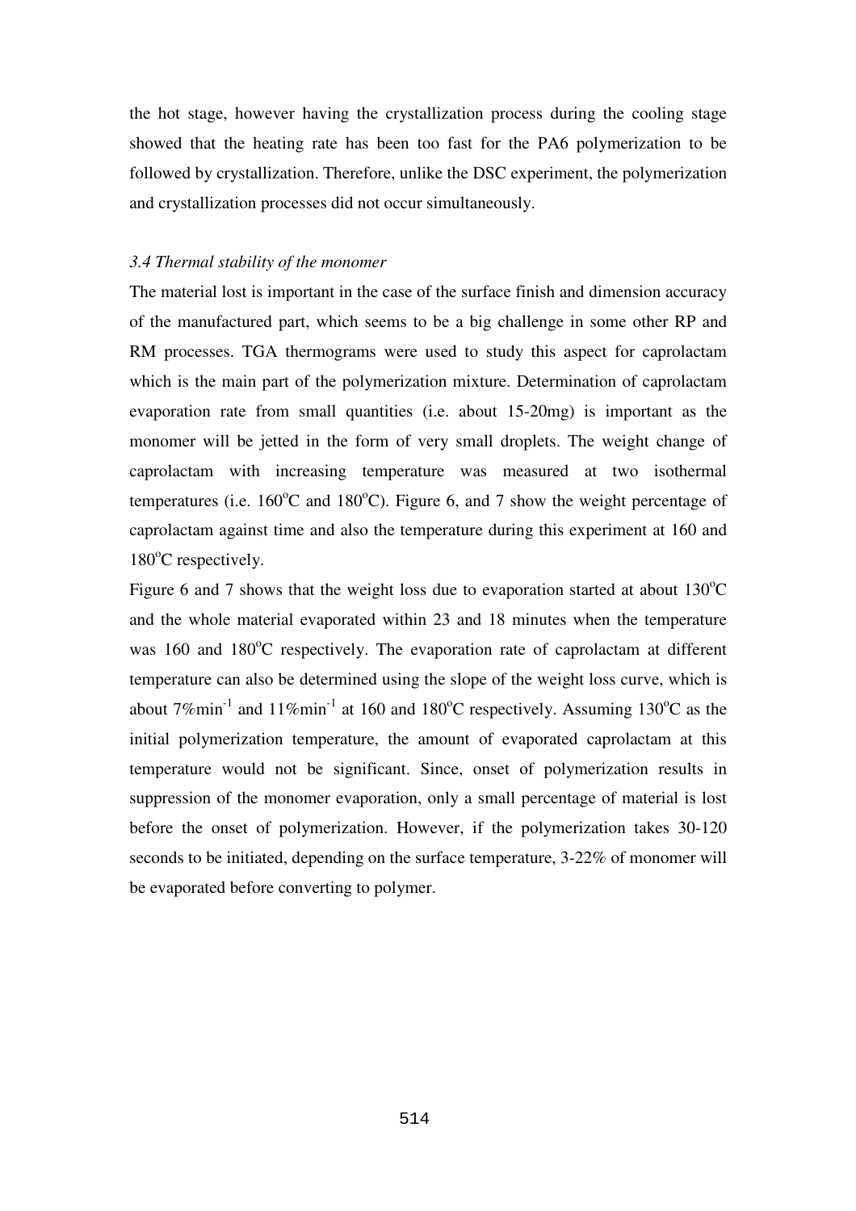the hot stage, however having the crystallization process during the cooling stage showed that the heating rate has been too fast for the PA6 polymerization to be followed by crystallization. Therefore, unlike the DSC experiment, the polymerization and crystallization processes did not occur simultaneously.

### *3.4 Thermal stability of the monomer*

The material lost is important in the case of the surface finish and dimension accuracy of the manufactured part, which seems to be a big challenge in some other RP and RM processes. TGA thermograms were used to study this aspect for caprolactam which is the main part of the polymerization mixture. Determination of caprolactam evaporation rate from small quantities (i.e. about 15-20mg) is important as the monomer will be jetted in the form of very small droplets. The weight change of caprolactam with increasing temperature was measured at two isothermal temperatures (i.e. 160$^{o}$C and 180$^{o}$C). Figure 6, and 7 show the weight percentage of caprolactam against time and also the temperature during this experiment at 160 and 180$^{o}$C respectively.

Figure 6 and 7 shows that the weight loss due to evaporation started at about 130$^{o}$C and the whole material evaporated within 23 and 18 minutes when the temperature was 160 and 180$^{o}$C respectively. The evaporation rate of caprolactam at different temperature can also be determined using the slope of the weight loss curve, which is about 7%min$^{-1}$ and 11%min$^{-1}$ at 160 and 180$^{o}$C respectively. Assuming 130$^{o}$C as the initial polymerization temperature, the amount of evaporated caprolactam at this temperature would not be significant. Since, onset of polymerization results in suppression of the monomer evaporation, only a small percentage of material is lost before the onset of polymerization. However, if the polymerization takes 30-120 seconds to be initiated, depending on the surface temperature, 3-22% of monomer will be evaporated before converting to polymer.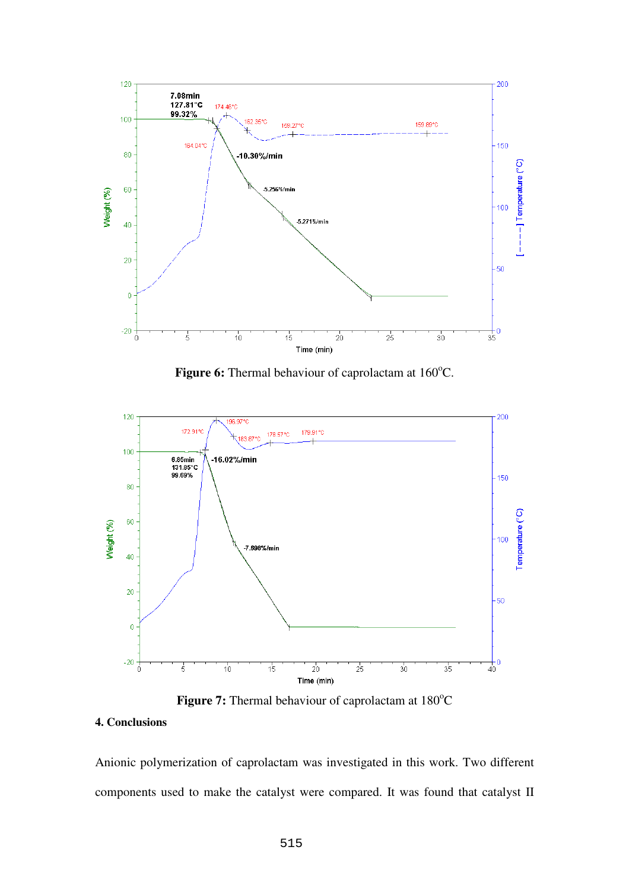**Figure 6:** Thermal behaviour of caprolactam at 160°C.

**Figure 7:** Thermal behaviour of caprolactam at 180°C

## 4. Conclusions

Anionic polymerization of caprolactam was investigated in this work. Two different components used to make the catalyst were compared. It was found that catalyst II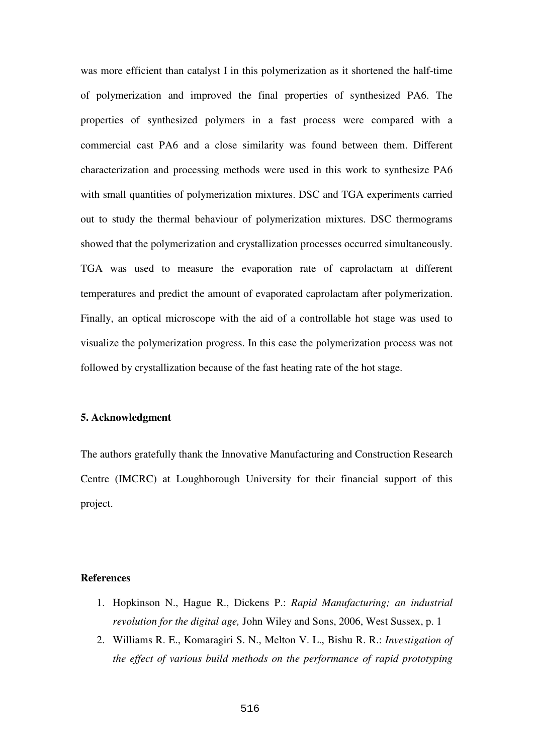was more efficient than catalyst I in this polymerization as it shortened the half-time of polymerization and improved the final properties of synthesized PA6. The properties of synthesized polymers in a fast process were compared with a commercial cast PA6 and a close similarity was found between them. Different characterization and processing methods were used in this work to synthesize PA6 with small quantities of polymerization mixtures. DSC and TGA experiments carried out to study the thermal behaviour of polymerization mixtures. DSC thermograms showed that the polymerization and crystallization processes occurred simultaneously. TGA was used to measure the evaporation rate of caprolactam at different temperatures and predict the amount of evaporated caprolactam after polymerization. Finally, an optical microscope with the aid of a controllable hot stage was used to visualize the polymerization progress. In this case the polymerization process was not followed by crystallization because of the fast heating rate of the hot stage.

## 5. Acknowledgment

The authors gratefully thank the Innovative Manufacturing and Construction Research Centre (IMCRC) at Loughborough University for their financial support of this project.

## References

1. Hopkinson N., Hague R., Dickens P.: *Rapid Manufacturing; an industrial revolution for the digital age,* John Wiley and Sons, 2006, West Sussex, p. 1
2. Williams R. E., Komaragiri S. N., Melton V. L., Bishu R. R.: *Investigation of the effect of various build methods on the performance of rapid prototyping*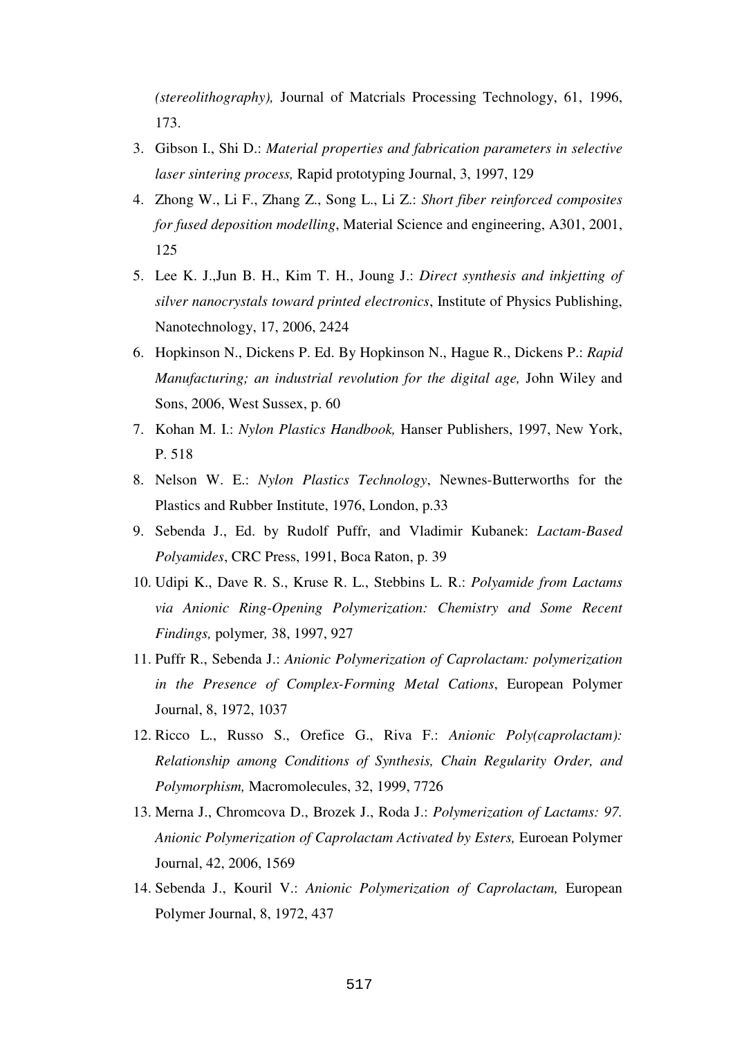*(stereolithography),* Journal of Matcrials Processing Technology, 61, 1996, 173.

3. Gibson I., Shi D.: *Material properties and fabrication parameters in selective laser sintering process,* Rapid prototyping Journal, 3, 1997, 129
4. Zhong W., Li F., Zhang Z., Song L., Li Z.: *Short fiber reinforced composites for fused deposition modelling*, Material Science and engineering, A301, 2001, 125
5. Lee K. J.,Jun B. H., Kim T. H., Joung J.: *Direct synthesis and inkjetting of silver nanocrystals toward printed electronics*, Institute of Physics Publishing, Nanotechnology, 17, 2006, 2424
6. Hopkinson N., Dickens P. Ed. By Hopkinson N., Hague R., Dickens P.: *Rapid Manufacturing; an industrial revolution for the digital age,* John Wiley and Sons, 2006, West Sussex, p. 60
7. Kohan M. I.: *Nylon Plastics Handbook,* Hanser Publishers, 1997, New York, P. 518
8. Nelson W. E.: *Nylon Plastics Technology*, Newnes-Butterworths for the Plastics and Rubber Institute, 1976, London, p.33
9. Sebenda J., Ed. by Rudolf Puffr, and Vladimir Kubanek: *Lactam-Based Polyamides*, CRC Press, 1991, Boca Raton, p. 39
10. Udipi K., Dave R. S., Kruse R. L., Stebbins L. R.: *Polyamide from Lactams via Anionic Ring-Opening Polymerization: Chemistry and Some Recent Findings,* polymer*,* 38, 1997, 927
11. Puffr R., Sebenda J.: *Anionic Polymerization of Caprolactam: polymerization in the Presence of Complex-Forming Metal Cations*, European Polymer Journal, 8, 1972, 1037
12. Ricco L., Russo S., Orefice G., Riva F.: *Anionic Poly(caprolactam): Relationship among Conditions of Synthesis, Chain Regularity Order, and Polymorphism,* Macromolecules, 32, 1999, 7726
13. Merna J., Chromcova D., Brozek J., Roda J.: *Polymerization of Lactams: 97. Anionic Polymerization of Caprolactam Activated by Esters,* Euroean Polymer Journal, 42, 2006, 1569
14. Sebenda J., Kouril V.: *Anionic Polymerization of Caprolactam,* European Polymer Journal, 8, 1972, 437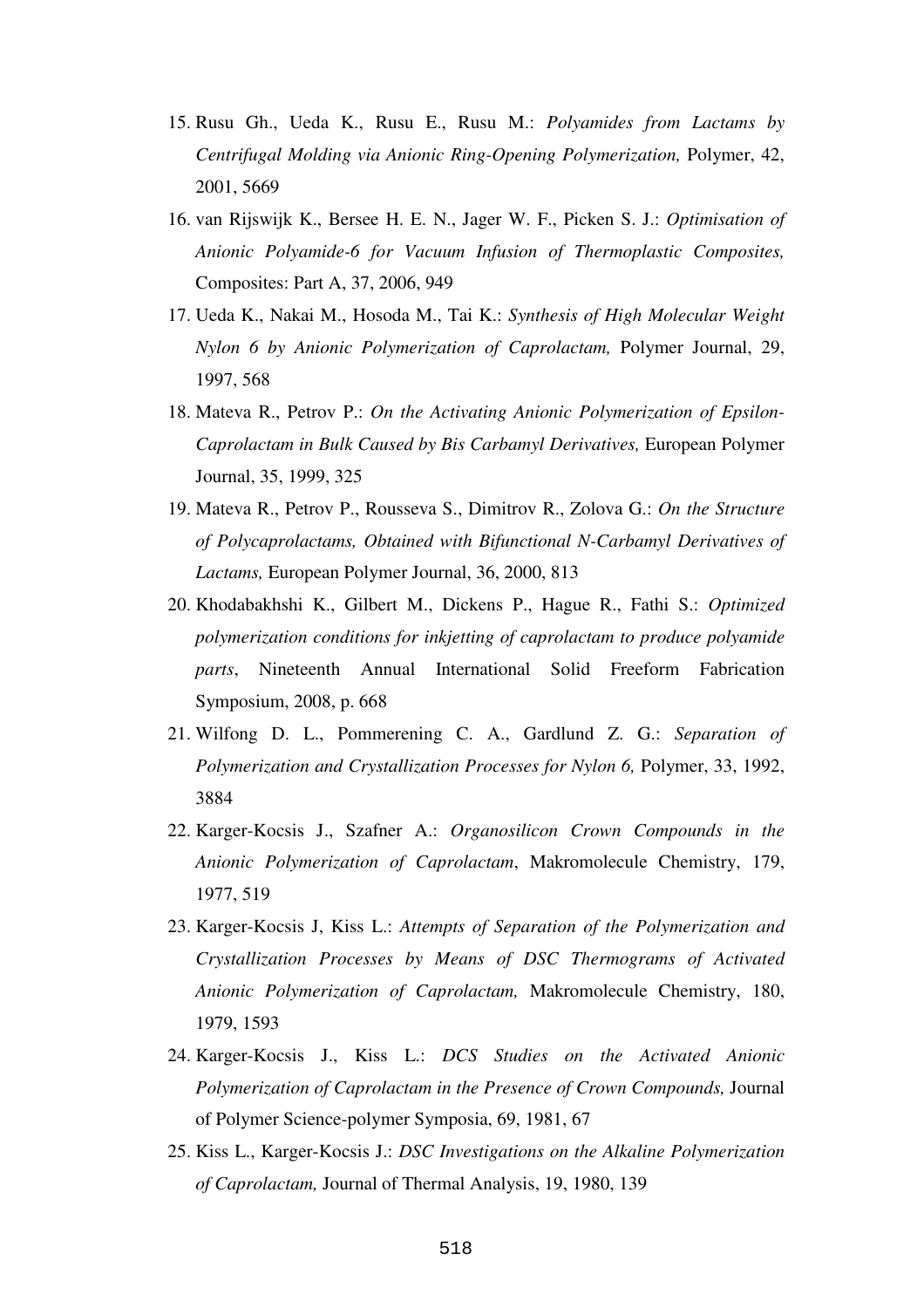15. Rusu Gh., Ueda K., Rusu E., Rusu M.: *Polyamides from Lactams by Centrifugal Molding via Anionic Ring-Opening Polymerization,* Polymer, 42, 2001, 5669
16. van Rijswijk K., Bersee H. E. N., Jager W. F., Picken S. J.: *Optimisation of Anionic Polyamide-6 for Vacuum Infusion of Thermoplastic Composites,* Composites: Part A, 37, 2006, 949
17. Ueda K., Nakai M., Hosoda M., Tai K.: *Synthesis of High Molecular Weight Nylon 6 by Anionic Polymerization of Caprolactam,* Polymer Journal, 29, 1997, 568
18. Mateva R., Petrov P.: *On the Activating Anionic Polymerization of Epsilon-Caprolactam in Bulk Caused by Bis Carbamyl Derivatives,* European Polymer Journal, 35, 1999, 325
19. Mateva R., Petrov P., Rousseva S., Dimitrov R., Zolova G.: *On the Structure of Polycaprolactams, Obtained with Bifunctional N-Carbamyl Derivatives of Lactams,* European Polymer Journal, 36, 2000, 813
20. Khodabakhshi K., Gilbert M., Dickens P., Hague R., Fathi S.: *Optimized polymerization conditions for inkjetting of caprolactam to produce polyamide parts*, Nineteenth Annual International Solid Freeform Fabrication Symposium, 2008, p. 668
21. Wilfong D. L., Pommerening C. A., Gardlund Z. G.: *Separation of Polymerization and Crystallization Processes for Nylon 6,* Polymer, 33, 1992, 3884
22. Karger-Kocsis J., Szafner A.: *Organosilicon Crown Compounds in the Anionic Polymerization of Caprolactam*, Makromolecule Chemistry, 179, 1977, 519
23. Karger-Kocsis J, Kiss L.: *Attempts of Separation of the Polymerization and Crystallization Processes by Means of DSC Thermograms of Activated Anionic Polymerization of Caprolactam,* Makromolecule Chemistry, 180, 1979, 1593
24. Karger-Kocsis J., Kiss L.: *DCS Studies on the Activated Anionic Polymerization of Caprolactam in the Presence of Crown Compounds,* Journal of Polymer Science-polymer Symposia, 69, 1981, 67
25. Kiss L., Karger-Kocsis J.: *DSC Investigations on the Alkaline Polymerization of Caprolactam,* Journal of Thermal Analysis, 19, 1980, 139